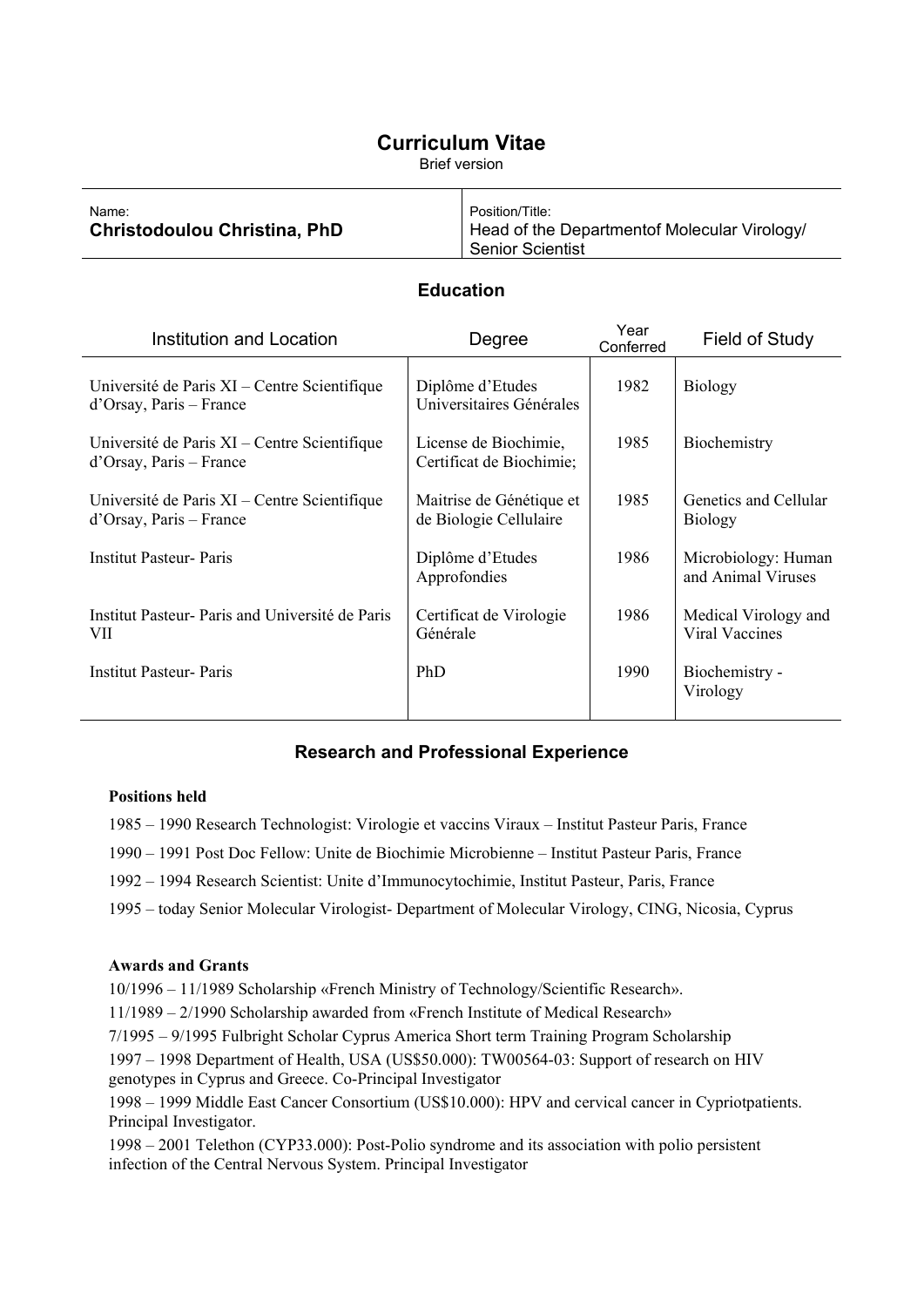# Curriculum Vitae

Brief version

| Name: | Position/Title: |
| --- | --- |
| **Christodoulou Christina, PhD** | Head of the Departmentof Molecular Virology/ Senior Scientist |

## Education

| Institution and Location | Degree | Year Conferred | Field of Study |
| --- | --- | --- | --- |
| Université de Paris XI – Centre Scientifique d'Orsay, Paris – France | Diplôme d'Etudes Universitaires Générales | 1982 | Biology |
| Université de Paris XI – Centre Scientifique d'Orsay, Paris – France | License de Biochimie, Certificat de Biochimie; | 1985 | Biochemistry |
| Université de Paris XI – Centre Scientifique d'Orsay, Paris – France | Maitrise de Génétique et de Biologie Cellulaire | 1985 | Genetics and Cellular Biology |
| Institut Pasteur- Paris | Diplôme d'Etudes Approfondies | 1986 | Microbiology: Human and Animal Viruses |
| Institut Pasteur- Paris and Université de Paris VII | Certificat de Virologie Générale | 1986 | Medical Virology and Viral Vaccines |
| Institut Pasteur- Paris | PhD | 1990 | Biochemistry - Virology |

## Research and Professional Experience

**Positions held**

1985 – 1990 Research Technologist: Virologie et vaccins Viraux – Institut Pasteur Paris, France

1990 – 1991 Post Doc Fellow: Unite de Biochimie Microbienne – Institut Pasteur Paris, France

1992 – 1994 Research Scientist: Unite d'Immunocytochimie, Institut Pasteur, Paris, France

1995 – today Senior Molecular Virologist- Department of Molecular Virology, CING, Nicosia, Cyprus

**Awards and Grants**

10/1996 – 11/1989 Scholarship «French Ministry of Technology/Scientific Research».

11/1989 – 2/1990 Scholarship awarded from «French Institute of Medical Research»

7/1995 – 9/1995 Fulbright Scholar Cyprus America Short term Training Program Scholarship

1997 – 1998 Department of Health, USA (US$50.000): TW00564-03: Support of research on HIV genotypes in Cyprus and Greece. Co-Principal Investigator

1998 – 1999 Middle East Cancer Consortium (US$10.000): HPV and cervical cancer in Cypriotpatients. Principal Investigator.

1998 – 2001 Telethon (CYP33.000): Post-Polio syndrome and its association with polio persistent infection of the Central Nervous System. Principal Investigator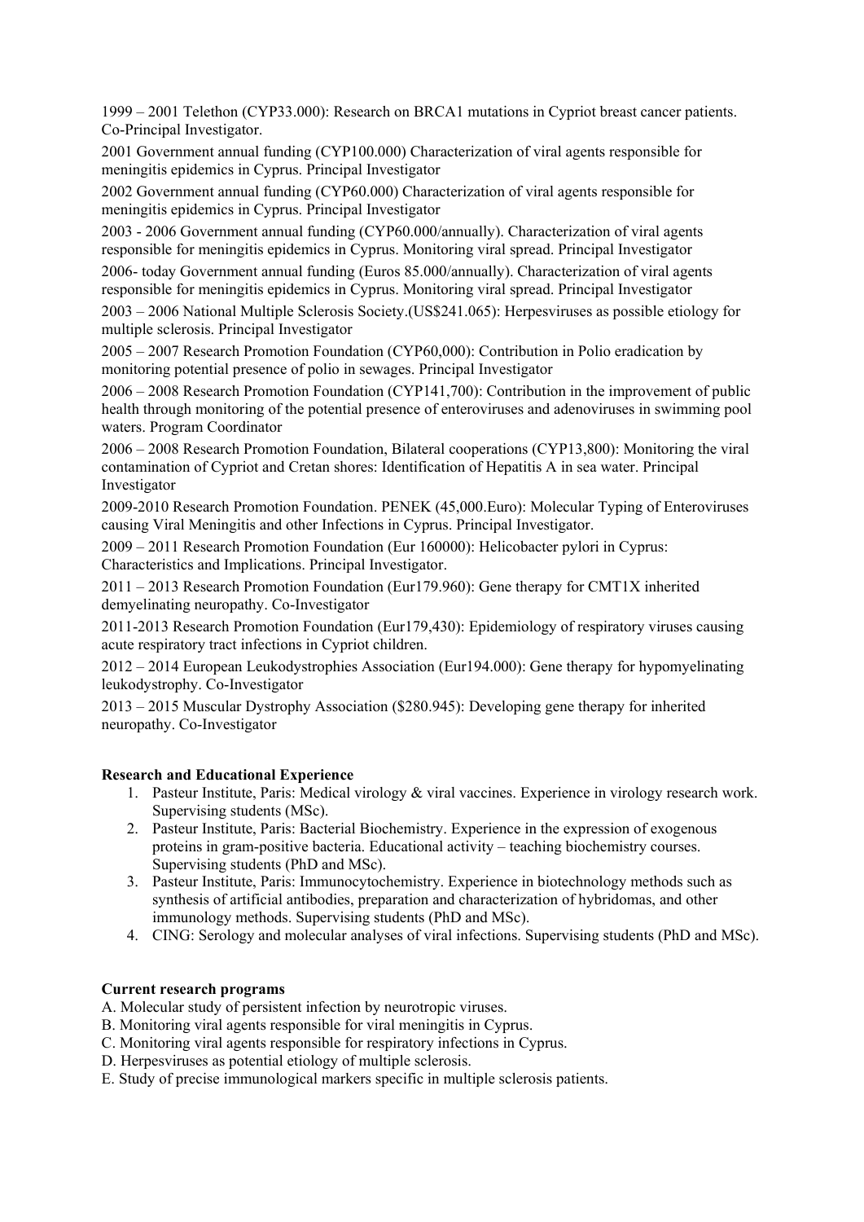1999 – 2001 Telethon (CYP33.000): Research on BRCA1 mutations in Cypriot breast cancer patients. Co-Principal Investigator.

2001 Government annual funding (CYP100.000) Characterization of viral agents responsible for meningitis epidemics in Cyprus. Principal Investigator

2002 Government annual funding (CYP60.000) Characterization of viral agents responsible for meningitis epidemics in Cyprus. Principal Investigator

2003 - 2006 Government annual funding (CYP60.000/annually). Characterization of viral agents responsible for meningitis epidemics in Cyprus. Monitoring viral spread. Principal Investigator

2006- today Government annual funding (Euros 85.000/annually). Characterization of viral agents responsible for meningitis epidemics in Cyprus. Monitoring viral spread. Principal Investigator

2003 – 2006 National Multiple Sclerosis Society.(US$241.065): Herpesviruses as possible etiology for multiple sclerosis. Principal Investigator

2005 – 2007 Research Promotion Foundation (CYP60,000): Contribution in Polio eradication by monitoring potential presence of polio in sewages. Principal Investigator

2006 – 2008 Research Promotion Foundation (CYP141,700): Contribution in the improvement of public health through monitoring of the potential presence of enteroviruses and adenoviruses in swimming pool waters. Program Coordinator

2006 – 2008 Research Promotion Foundation, Bilateral cooperations (CYP13,800): Monitoring the viral contamination of Cypriot and Cretan shores: Identification of Hepatitis A in sea water. Principal Investigator

2009-2010 Research Promotion Foundation. PENEK (45,000.Euro): Molecular Typing of Enteroviruses causing Viral Meningitis and other Infections in Cyprus. Principal Investigator.

2009 – 2011 Research Promotion Foundation (Eur 160000): Helicobacter pylori in Cyprus: Characteristics and Implications. Principal Investigator.

2011 – 2013 Research Promotion Foundation (Eur179.960): Gene therapy for CMT1X inherited demyelinating neuropathy. Co-Investigator

2011-2013 Research Promotion Foundation (Eur179,430): Epidemiology of respiratory viruses causing acute respiratory tract infections in Cypriot children.

2012 – 2014 European Leukodystrophies Association (Eur194.000): Gene therapy for hypomyelinating leukodystrophy. Co-Investigator

2013 – 2015 Muscular Dystrophy Association ($280.945): Developing gene therapy for inherited neuropathy. Co-Investigator

**Research and Educational Experience**

1. Pasteur Institute, Paris: Medical virology & viral vaccines. Experience in virology research work. Supervising students (MSc).
2. Pasteur Institute, Paris: Bacterial Biochemistry. Experience in the expression of exogenous proteins in gram-positive bacteria. Educational activity – teaching biochemistry courses. Supervising students (PhD and MSc).
3. Pasteur Institute, Paris: Immunocytochemistry. Experience in biotechnology methods such as synthesis of artificial antibodies, preparation and characterization of hybridomas, and other immunology methods. Supervising students (PhD and MSc).
4. CING: Serology and molecular analyses of viral infections. Supervising students (PhD and MSc).

**Current research programs**

A. Molecular study of persistent infection by neurotropic viruses.
B. Monitoring viral agents responsible for viral meningitis in Cyprus.
C. Monitoring viral agents responsible for respiratory infections in Cyprus.
D. Herpesviruses as potential etiology of multiple sclerosis.
E. Study of precise immunological markers specific in multiple sclerosis patients.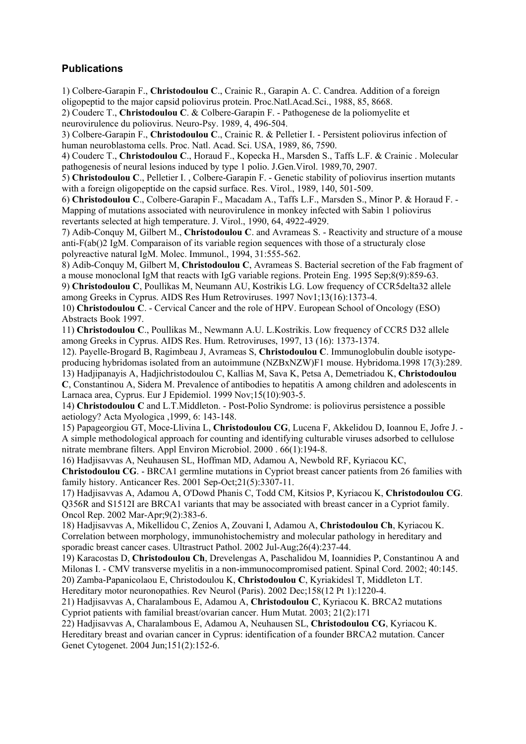## Publications

1) Colbere-Garapin F., **Christodoulou C**., Crainic R., Garapin A. C. Candrea. Addition of a foreign oligopeptid to the major capsid poliovirus protein. Proc.Natl.Acad.Sci., 1988, 85, 8668.
2) Couderc T., **Christodoulou C**. & Colbere-Garapin F. - Pathogenese de la poliomyelite et neurovirulence du poliovirus. Neuro-Psy. 1989, 4, 496-504.
3) Colbere-Garapin F., **Christodoulou C**., Crainic R. & Pelletier I. - Persistent poliovirus infection of human neuroblastoma cells. Proc. Natl. Acad. Sci. USA, 1989, 86, 7590.
4) Couderc T., **Christodoulou C**., Horaud F., Kopecka H., Marsden S., Taffs L.F. & Crainic . Molecular pathogenesis of neural lesions induced by type 1 polio. J.Gen.Virol. 1989,70, 2907.
5) **Christodoulou C**., Pelletier I. , Colbere-Garapin F. - Genetic stability of poliovirus insertion mutants with a foreign oligopeptide on the capsid surface. Res. Virol., 1989, 140, 501-509.
6) **Christodoulou C**., Colbere-Garapin F., Macadam A., Taffs L.F., Marsden S., Minor P. & Horaud F. - Mapping of mutations associated with neurovirulence in monkey infected with Sabin 1 poliovirus revertants selected at high temperature. J. Virol., 1990, 64, 4922-4929.
7) Adib-Conquy M, Gilbert M., **Christodoulou C**. and Avrameas S. - Reactivity and structure of a mouse anti-F(ab()2 IgM. Comparaison of its variable region sequences with those of a structuraly close polyreactive natural IgM. Molec. Immunol., 1994, 31:555-562.
8) Adib-Conquy M, Gilbert M, **Christodoulou C**, Avrameas S. Bacterial secretion of the Fab fragment of a mouse monoclonal IgM that reacts with IgG variable regions. Protein Eng. 1995 Sep;8(9):859-63.
9) **Christodoulou C**, Poullikas M, Neumann AU, Kostrikis LG. Low frequency of CCR5delta32 allele among Greeks in Cyprus. AIDS Res Hum Retroviruses. 1997 Nov1;13(16):1373-4.
10) **Christodoulou C**. - Cervical Cancer and the role of HPV. European School of Oncology (ESO) Abstracts Book 1997.
11) **Christodoulou C**., Poullikas M., Newmann A.U. L.Kostrikis. Low frequency of CCR5 D32 allele among Greeks in Cyprus. AIDS Res. Hum. Retroviruses, 1997, 13 (16): 1373-1374.
12). Payelle-Brogard B, Ragimbeau J, Avrameas S, **Christodoulou C**. Immunoglobulin double isotype-producing hybridomas isolated from an autoimmune (NZBxNZW)F1 mouse. Hybridoma.1998 17(3):289.
13) Hadjipanayis A, Hadjichristodoulou C, Kallias M, Sava K, Petsa A, Demetriadou K, **Christodoulou C**, Constantinou A, Sidera M. Prevalence of antibodies to hepatitis A among children and adolescents in Larnaca area, Cyprus. Eur J Epidemiol. 1999 Nov;15(10):903-5.
14) **Christodoulou C** and L.T.Middleton. - Post-Polio Syndrome: is poliovirus persistence a possible aetiology? Acta Myologica ,1999, 6: 143-148.
15) Papageorgiou GT, Moce-Llivina L, **Christodoulou CG**, Lucena F, Akkelidou D, Ioannou E, Jofre J. - A simple methodological approach for counting and identifying culturable viruses adsorbed to cellulose nitrate membrane filters. Appl Environ Microbiol. 2000 . 66(1):194-8.
16) Hadjisavvas A, Neuhausen SL, Hoffman MD, Adamou A, Newbold RF, Kyriacou KC, **Christodoulou CG**. - BRCA1 germline mutations in Cypriot breast cancer patients from 26 families with family history. Anticancer Res. 2001 Sep-Oct;21(5):3307-11.
17) Hadjisavvas A, Adamou A, O'Dowd Phanis C, Todd CM, Kitsios P, Kyriacou K, **Christodoulou CG**. Q356R and S1512I are BRCA1 variants that may be associated with breast cancer in a Cypriot family. Oncol Rep. 2002 Mar-Apr;9(2):383-6.
18) Hadjisavvas A, Mikellidou C, Zenios A, Zouvani I, Adamou A, **Christodoulou Ch**, Kyriacou K. Correlation between morphology, immunohistochemistry and molecular pathology in hereditary and sporadic breast cancer cases. Ultrastruct Pathol. 2002 Jul-Aug;26(4):237-44.
19) Karacostas D, **Christodoulou Ch**, Drevelengas A, Paschalidou M, Ioannidies P, Constantinou A and Milonas I. - CMV transverse myelitis in a non-immunocompromised patient. Spinal Cord. 2002; 40:145.
20) Zamba-Papanicolaou E, Christodoulou K, **Christodoulou C**, Kyriakidesl T, Middleton LT. Hereditary motor neuronopathies. Rev Neurol (Paris). 2002 Dec;158(12 Pt 1):1220-4.
21) Hadjisavvas A, Charalambous E, Adamou A, **Christodoulou C**, Kyriacou K. BRCA2 mutations Cypriot patients with familial breast/ovarian cancer. Hum Mutat. 2003; 21(2):171
22) Hadjisavvas A, Charalambous E, Adamou A, Neuhausen SL, **Christodoulou CG**, Kyriacou K. Hereditary breast and ovarian cancer in Cyprus: identification of a founder BRCA2 mutation. Cancer Genet Cytogenet. 2004 Jun;151(2):152-6.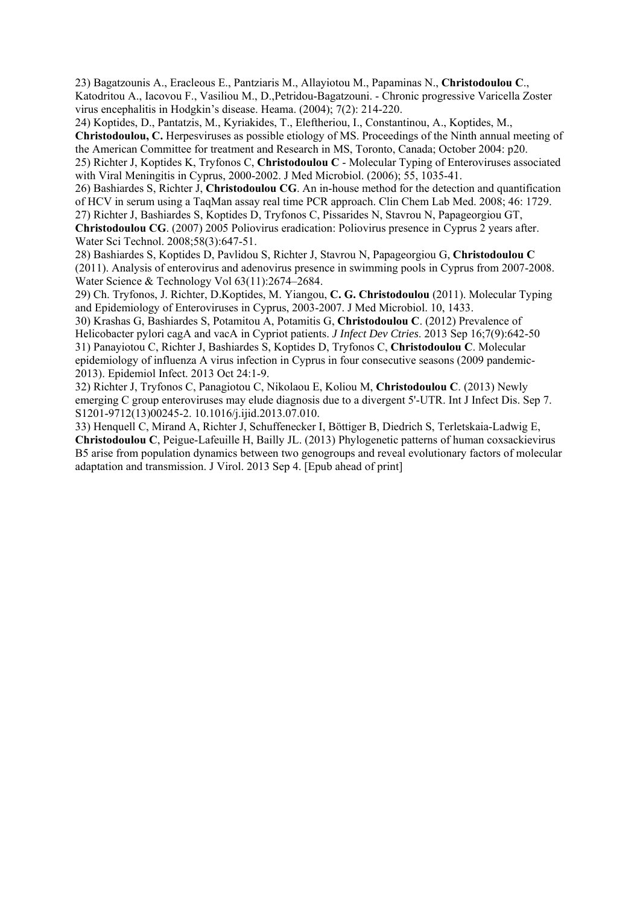23) Bagatzounis A., Eracleous E., Pantziaris M., Allayiotou M., Papaminas N., **Christodoulou C**., Katodritou A., Iacovou F., Vasiliou M., D.,Petridou-Bagatzouni. - Chronic progressive Varicella Zoster virus encephalitis in Hodgkin's disease. Heama. (2004); 7(2): 214-220.

24) Koptides, D., Pantatzis, M., Kyriakides, T., Eleftheriou, I., Constantinou, A., Koptides, M., **Christodoulou, C.** Herpesviruses as possible etiology of MS. Proceedings of the Ninth annual meeting of the American Committee for treatment and Research in MS, Toronto, Canada; October 2004: p20.

25) Richter J, Koptides K, Tryfonos C, **Christodoulou C** - Molecular Typing of Enteroviruses associated with Viral Meningitis in Cyprus, 2000-2002. J Med Microbiol. (2006); 55, 1035-41.

26) Bashiardes S, Richter J, **Christodoulou CG**. An in-house method for the detection and quantification of HCV in serum using a TaqMan assay real time PCR approach. Clin Chem Lab Med. 2008; 46: 1729.

27) Richter J, Bashiardes S, Koptides D, Tryfonos C, Pissarides N, Stavrou N, Papageorgiou GT, **Christodoulou CG**. (2007) 2005 Poliovirus eradication: Poliovirus presence in Cyprus 2 years after. Water Sci Technol. 2008;58(3):647-51.

28) Bashiardes S, Koptides D, Pavlidou S, Richter J, Stavrou N, Papageorgiou G, **Christodoulou C** (2011). Analysis of enterovirus and adenovirus presence in swimming pools in Cyprus from 2007-2008. Water Science & Technology Vol 63(11):2674–2684.

29) Ch. Tryfonos, J. Richter, D.Koptides, M. Yiangou, **C. G. Christodoulou** (2011). Molecular Typing and Epidemiology of Enteroviruses in Cyprus, 2003-2007. J Med Microbiol. 10, 1433.

30) Krashas G, Bashiardes S, Potamitou A, Potamitis G, **Christodoulou C**. (2012) Prevalence of Helicobacter pylori cagA and vacA in Cypriot patients. *J Infect Dev Ctries*. 2013 Sep 16;7(9):642-50

31) Panayiotou C, Richter J, Bashiardes S, Koptides D, Tryfonos C, **Christodoulou C**. Molecular epidemiology of influenza A virus infection in Cyprus in four consecutive seasons (2009 pandemic-2013). Epidemiol Infect. 2013 Oct 24:1-9.

32) Richter J, Tryfonos C, Panagiotou C, Nikolaou E, Koliou M, **Christodoulou C**. (2013) Newly emerging C group enteroviruses may elude diagnosis due to a divergent 5'-UTR. Int J Infect Dis. Sep 7. S1201-9712(13)00245-2. 10.1016/j.ijid.2013.07.010.

33) Henquell C, Mirand A, Richter J, Schuffenecker I, Böttiger B, Diedrich S, Terletskaia-Ladwig E, **Christodoulou C**, Peigue-Lafeuille H, Bailly JL. (2013) Phylogenetic patterns of human coxsackievirus B5 arise from population dynamics between two genogroups and reveal evolutionary factors of molecular adaptation and transmission. J Virol. 2013 Sep 4. [Epub ahead of print]